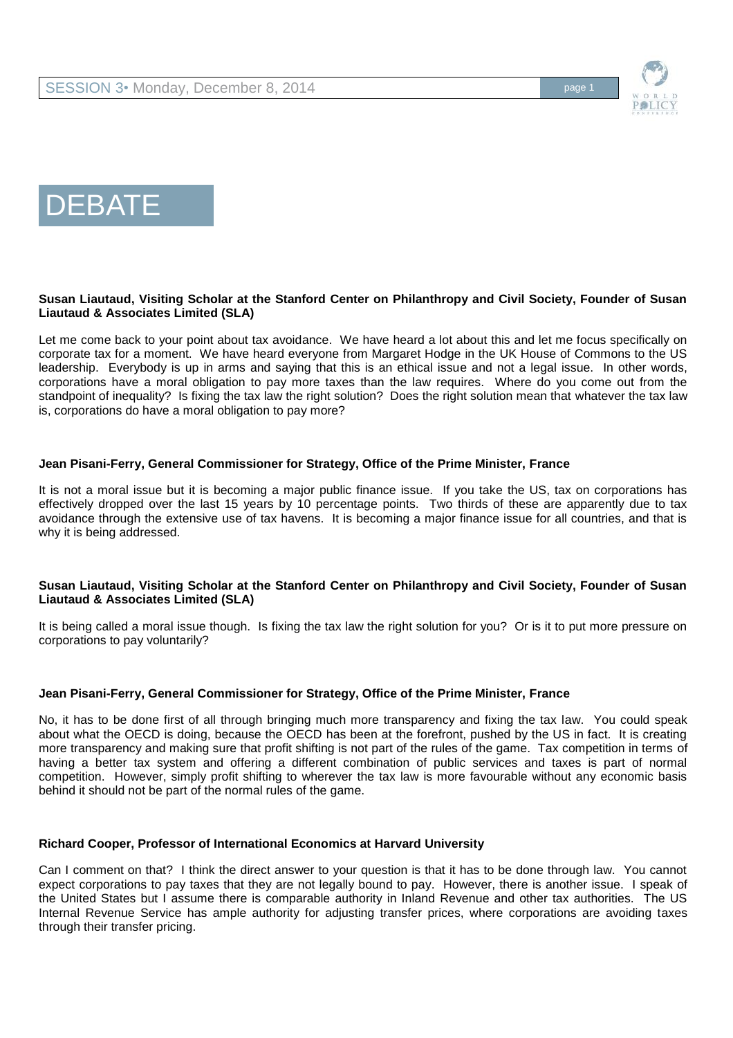# DEBATE

**Susan Liautaud, Visiting Scholar at the Stanford Center on Philanthropy and Civil Society, Founder of Susan Liautaud & Associates Limited (SLA)**

Let me come back to your point about tax avoidance. We have heard a lot about this and let me focus specifically on corporate tax for a moment. We have heard everyone from Margaret Hodge in the UK House of Commons to the US leadership. Everybody is up in arms and saying that this is an ethical issue and not a legal issue. In other words, corporations have a moral obligation to pay more taxes than the law requires. Where do you come out from the standpoint of inequality? Is fixing the tax law the right solution? Does the right solution mean that whatever the tax law is, corporations do have a moral obligation to pay more?

**Jean Pisani-Ferry, General Commissioner for Strategy, Office of the Prime Minister, France**

It is not a moral issue but it is becoming a major public finance issue. If you take the US, tax on corporations has effectively dropped over the last 15 years by 10 percentage points. Two thirds of these are apparently due to tax avoidance through the extensive use of tax havens. It is becoming a major finance issue for all countries, and that is why it is being addressed.

**Susan Liautaud, Visiting Scholar at the Stanford Center on Philanthropy and Civil Society, Founder of Susan Liautaud & Associates Limited (SLA)**

It is being called a moral issue though. Is fixing the tax law the right solution for you? Or is it to put more pressure on corporations to pay voluntarily?

**Jean Pisani-Ferry, General Commissioner for Strategy, Office of the Prime Minister, France**

No, it has to be done first of all through bringing much more transparency and fixing the tax law. You could speak about what the OECD is doing, because the OECD has been at the forefront, pushed by the US in fact. It is creating more transparency and making sure that profit shifting is not part of the rules of the game. Tax competition in terms of having a better tax system and offering a different combination of public services and taxes is part of normal competition. However, simply profit shifting to wherever the tax law is more favourable without any economic basis behind it should not be part of the normal rules of the game.

**Richard Cooper, Professor of International Economics at Harvard University**

Can I comment on that? I think the direct answer to your question is that it has to be done through law. You cannot expect corporations to pay taxes that they are not legally bound to pay. However, there is another issue. I speak of the United States but I assume there is comparable authority in Inland Revenue and other tax authorities. The US Internal Revenue Service has ample authority for adjusting transfer prices, where corporations are avoiding taxes through their transfer pricing.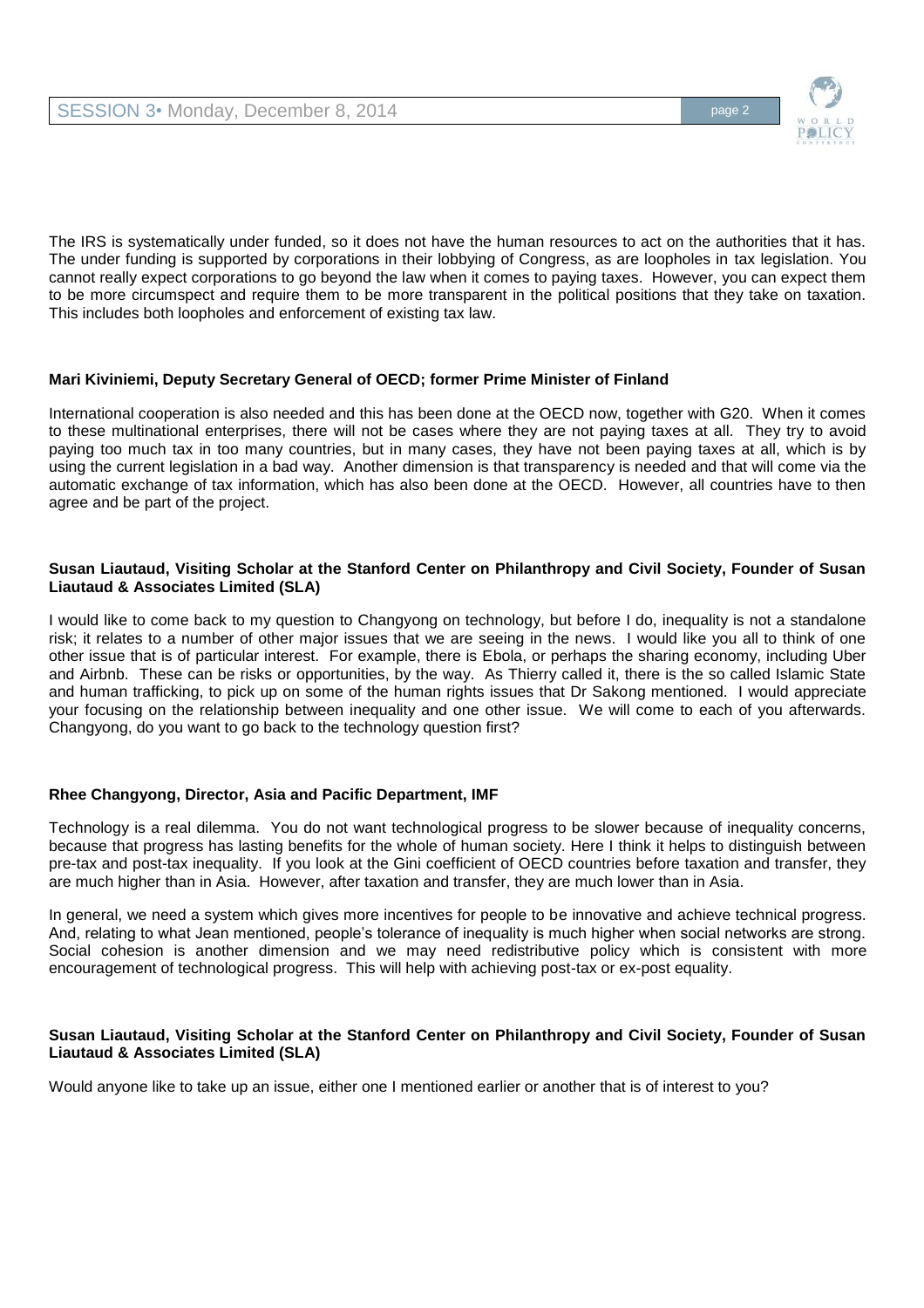The IRS is systematically under funded, so it does not have the human resources to act on the authorities that it has. The under funding is supported by corporations in their lobbying of Congress, as are loopholes in tax legislation. You cannot really expect corporations to go beyond the law when it comes to paying taxes. However, you can expect them to be more circumspect and require them to be more transparent in the political positions that they take on taxation. This includes both loopholes and enforcement of existing tax law.

**Mari Kiviniemi, Deputy Secretary General of OECD; former Prime Minister of Finland**

International cooperation is also needed and this has been done at the OECD now, together with G20. When it comes to these multinational enterprises, there will not be cases where they are not paying taxes at all. They try to avoid paying too much tax in too many countries, but in many cases, they have not been paying taxes at all, which is by using the current legislation in a bad way. Another dimension is that transparency is needed and that will come via the automatic exchange of tax information, which has also been done at the OECD. However, all countries have to then agree and be part of the project.

**Susan Liautaud, Visiting Scholar at the Stanford Center on Philanthropy and Civil Society, Founder of Susan Liautaud & Associates Limited (SLA)**

I would like to come back to my question to Changyong on technology, but before I do, inequality is not a standalone risk; it relates to a number of other major issues that we are seeing in the news. I would like you all to think of one other issue that is of particular interest. For example, there is Ebola, or perhaps the sharing economy, including Uber and Airbnb. These can be risks or opportunities, by the way. As Thierry called it, there is the so called Islamic State and human trafficking, to pick up on some of the human rights issues that Dr Sakong mentioned. I would appreciate your focusing on the relationship between inequality and one other issue. We will come to each of you afterwards. Changyong, do you want to go back to the technology question first?

**Rhee Changyong, Director, Asia and Pacific Department, IMF**

Technology is a real dilemma. You do not want technological progress to be slower because of inequality concerns, because that progress has lasting benefits for the whole of human society. Here I think it helps to distinguish between pre-tax and post-tax inequality. If you look at the Gini coefficient of OECD countries before taxation and transfer, they are much higher than in Asia. However, after taxation and transfer, they are much lower than in Asia.

In general, we need a system which gives more incentives for people to be innovative and achieve technical progress. And, relating to what Jean mentioned, people's tolerance of inequality is much higher when social networks are strong. Social cohesion is another dimension and we may need redistributive policy which is consistent with more encouragement of technological progress. This will help with achieving post-tax or ex-post equality.

**Susan Liautaud, Visiting Scholar at the Stanford Center on Philanthropy and Civil Society, Founder of Susan Liautaud & Associates Limited (SLA)**

Would anyone like to take up an issue, either one I mentioned earlier or another that is of interest to you?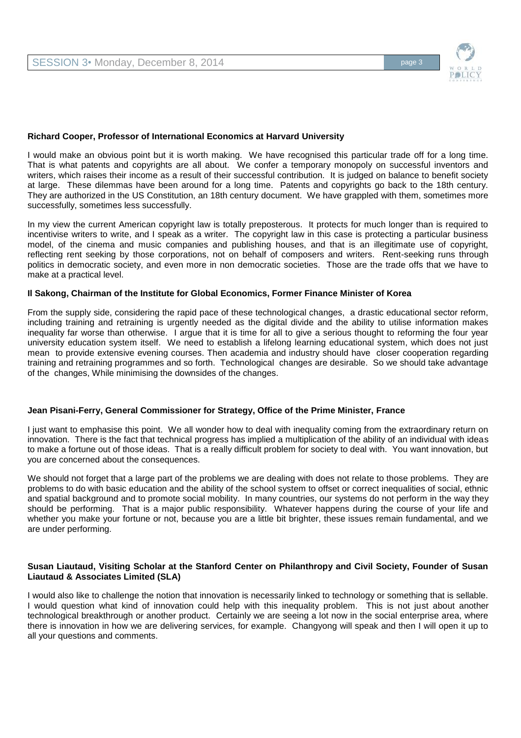**Richard Cooper, Professor of International Economics at Harvard University**

I would make an obvious point but it is worth making. We have recognised this particular trade off for a long time. That is what patents and copyrights are all about. We confer a temporary monopoly on successful inventors and writers, which raises their income as a result of their successful contribution. It is judged on balance to benefit society at large. These dilemmas have been around for a long time. Patents and copyrights go back to the 18th century. They are authorized in the US Constitution, an 18th century document. We have grappled with them, sometimes more successfully, sometimes less successfully.

In my view the current American copyright law is totally preposterous. It protects for much longer than is required to incentivise writers to write, and I speak as a writer. The copyright law in this case is protecting a particular business model, of the cinema and music companies and publishing houses, and that is an illegitimate use of copyright, reflecting rent seeking by those corporations, not on behalf of composers and writers. Rent-seeking runs through politics in democratic society, and even more in non democratic societies. Those are the trade offs that we have to make at a practical level.

**Il Sakong, Chairman of the Institute for Global Economics, Former Finance Minister of Korea**

From the supply side, considering the rapid pace of these technological changes, a drastic educational sector reform, including training and retraining is urgently needed as the digital divide and the ability to utilise information makes inequality far worse than otherwise. I argue that it is time for all to give a serious thought to reforming the four year university education system itself. We need to establish a lifelong learning educational system, which does not just mean to provide extensive evening courses. Then academia and industry should have closer cooperation regarding training and retraining programmes and so forth. Technological changes are desirable. So we should take advantage of the changes, While minimising the downsides of the changes.

**Jean Pisani-Ferry, General Commissioner for Strategy, Office of the Prime Minister, France**

I just want to emphasise this point. We all wonder how to deal with inequality coming from the extraordinary return on innovation. There is the fact that technical progress has implied a multiplication of the ability of an individual with ideas to make a fortune out of those ideas. That is a really difficult problem for society to deal with. You want innovation, but you are concerned about the consequences.

We should not forget that a large part of the problems we are dealing with does not relate to those problems. They are problems to do with basic education and the ability of the school system to offset or correct inequalities of social, ethnic and spatial background and to promote social mobility. In many countries, our systems do not perform in the way they should be performing. That is a major public responsibility. Whatever happens during the course of your life and whether you make your fortune or not, because you are a little bit brighter, these issues remain fundamental, and we are under performing.

**Susan Liautaud, Visiting Scholar at the Stanford Center on Philanthropy and Civil Society, Founder of Susan Liautaud & Associates Limited (SLA)**

I would also like to challenge the notion that innovation is necessarily linked to technology or something that is sellable. I would question what kind of innovation could help with this inequality problem. This is not just about another technological breakthrough or another product. Certainly we are seeing a lot now in the social enterprise area, where there is innovation in how we are delivering services, for example. Changyong will speak and then I will open it up to all your questions and comments.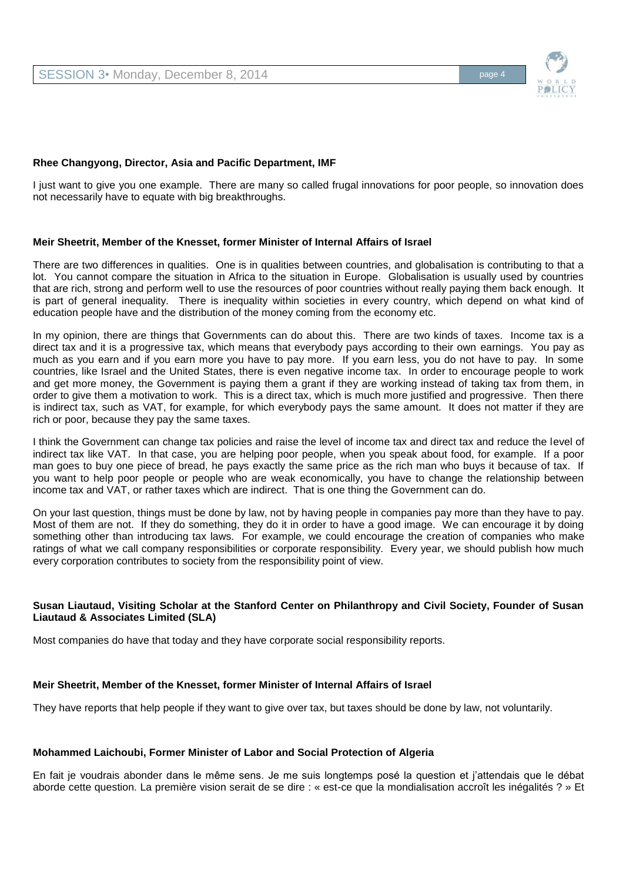**Rhee Changyong, Director, Asia and Pacific Department, IMF**

I just want to give you one example. There are many so called frugal innovations for poor people, so innovation does not necessarily have to equate with big breakthroughs.

**Meir Sheetrit, Member of the Knesset, former Minister of Internal Affairs of Israel**

There are two differences in qualities. One is in qualities between countries, and globalisation is contributing to that a lot. You cannot compare the situation in Africa to the situation in Europe. Globalisation is usually used by countries that are rich, strong and perform well to use the resources of poor countries without really paying them back enough. It is part of general inequality. There is inequality within societies in every country, which depend on what kind of education people have and the distribution of the money coming from the economy etc.

In my opinion, there are things that Governments can do about this. There are two kinds of taxes. Income tax is a direct tax and it is a progressive tax, which means that everybody pays according to their own earnings. You pay as much as you earn and if you earn more you have to pay more. If you earn less, you do not have to pay. In some countries, like Israel and the United States, there is even negative income tax. In order to encourage people to work and get more money, the Government is paying them a grant if they are working instead of taking tax from them, in order to give them a motivation to work. This is a direct tax, which is much more justified and progressive. Then there is indirect tax, such as VAT, for example, for which everybody pays the same amount. It does not matter if they are rich or poor, because they pay the same taxes.

I think the Government can change tax policies and raise the level of income tax and direct tax and reduce the level of indirect tax like VAT. In that case, you are helping poor people, when you speak about food, for example. If a poor man goes to buy one piece of bread, he pays exactly the same price as the rich man who buys it because of tax. If you want to help poor people or people who are weak economically, you have to change the relationship between income tax and VAT, or rather taxes which are indirect. That is one thing the Government can do.

On your last question, things must be done by law, not by having people in companies pay more than they have to pay. Most of them are not. If they do something, they do it in order to have a good image. We can encourage it by doing something other than introducing tax laws. For example, we could encourage the creation of companies who make ratings of what we call company responsibilities or corporate responsibility. Every year, we should publish how much every corporation contributes to society from the responsibility point of view.

**Susan Liautaud, Visiting Scholar at the Stanford Center on Philanthropy and Civil Society, Founder of Susan Liautaud & Associates Limited (SLA)**

Most companies do have that today and they have corporate social responsibility reports.

**Meir Sheetrit, Member of the Knesset, former Minister of Internal Affairs of Israel**

They have reports that help people if they want to give over tax, but taxes should be done by law, not voluntarily.

**Mohammed Laichoubi, Former Minister of Labor and Social Protection of Algeria**

En fait je voudrais abonder dans le même sens. Je me suis longtemps posé la question et j'attendais que le débat aborde cette question. La première vision serait de se dire : « est-ce que la mondialisation accroît les inégalités ? » Et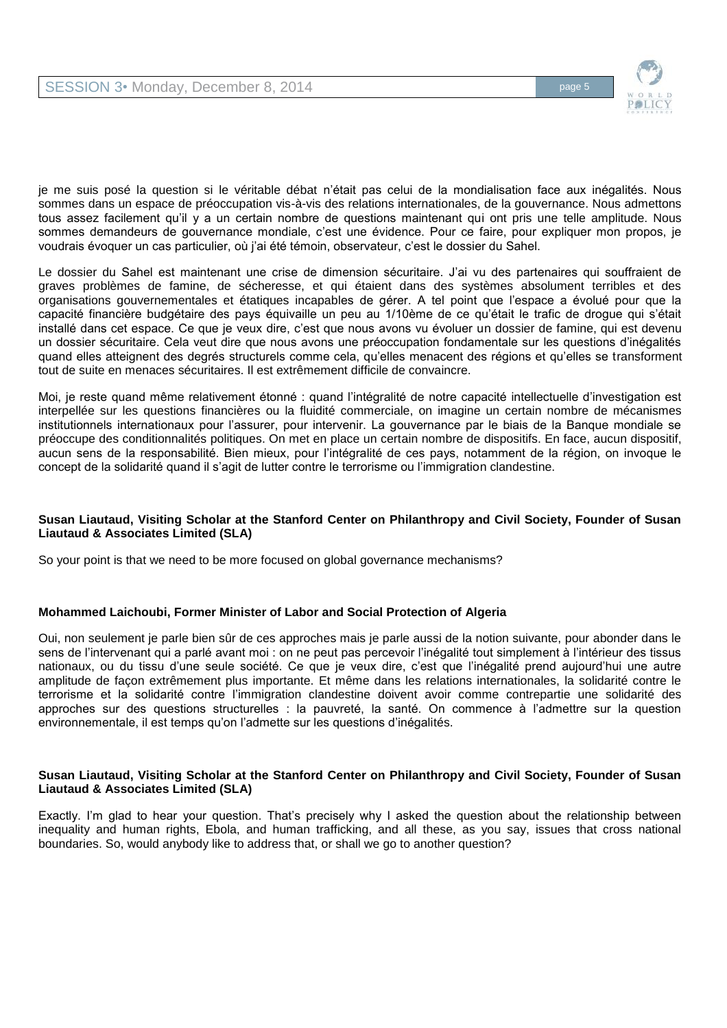je me suis posé la question si le véritable débat n'était pas celui de la mondialisation face aux inégalités. Nous sommes dans un espace de préoccupation vis-à-vis des relations internationales, de la gouvernance. Nous admettons tous assez facilement qu'il y a un certain nombre de questions maintenant qui ont pris une telle amplitude. Nous sommes demandeurs de gouvernance mondiale, c'est une évidence. Pour ce faire, pour expliquer mon propos, je voudrais évoquer un cas particulier, où j'ai été témoin, observateur, c'est le dossier du Sahel.

Le dossier du Sahel est maintenant une crise de dimension sécuritaire. J'ai vu des partenaires qui souffraient de graves problèmes de famine, de sécheresse, et qui étaient dans des systèmes absolument terribles et des organisations gouvernementales et étatiques incapables de gérer. A tel point que l'espace a évolué pour que la capacité financière budgétaire des pays équivaille un peu au 1/10ème de ce qu'était le trafic de drogue qui s'était installé dans cet espace. Ce que je veux dire, c'est que nous avons vu évoluer un dossier de famine, qui est devenu un dossier sécuritaire. Cela veut dire que nous avons une préoccupation fondamentale sur les questions d'inégalités quand elles atteignent des degrés structurels comme cela, qu'elles menacent des régions et qu'elles se transforment tout de suite en menaces sécuritaires. Il est extrêmement difficile de convaincre.

Moi, je reste quand même relativement étonné : quand l'intégralité de notre capacité intellectuelle d'investigation est interpellée sur les questions financières ou la fluidité commerciale, on imagine un certain nombre de mécanismes institutionnels internationaux pour l'assurer, pour intervenir. La gouvernance par le biais de la Banque mondiale se préoccupe des conditionnalités politiques. On met en place un certain nombre de dispositifs. En face, aucun dispositif, aucun sens de la responsabilité. Bien mieux, pour l'intégralité de ces pays, notamment de la région, on invoque le concept de la solidarité quand il s'agit de lutter contre le terrorisme ou l'immigration clandestine.

**Susan Liautaud, Visiting Scholar at the Stanford Center on Philanthropy and Civil Society, Founder of Susan Liautaud & Associates Limited (SLA)**

So your point is that we need to be more focused on global governance mechanisms?

**Mohammed Laichoubi, Former Minister of Labor and Social Protection of Algeria**

Oui, non seulement je parle bien sûr de ces approches mais je parle aussi de la notion suivante, pour abonder dans le sens de l'intervenant qui a parlé avant moi : on ne peut pas percevoir l'inégalité tout simplement à l'intérieur des tissus nationaux, ou du tissu d'une seule société. Ce que je veux dire, c'est que l'inégalité prend aujourd'hui une autre amplitude de façon extrêmement plus importante. Et même dans les relations internationales, la solidarité contre le terrorisme et la solidarité contre l'immigration clandestine doivent avoir comme contrepartie une solidarité des approches sur des questions structurelles : la pauvreté, la santé. On commence à l'admettre sur la question environnementale, il est temps qu'on l'admette sur les questions d'inégalités.

**Susan Liautaud, Visiting Scholar at the Stanford Center on Philanthropy and Civil Society, Founder of Susan Liautaud & Associates Limited (SLA)**

Exactly. I'm glad to hear your question. That's precisely why I asked the question about the relationship between inequality and human rights, Ebola, and human trafficking, and all these, as you say, issues that cross national boundaries. So, would anybody like to address that, or shall we go to another question?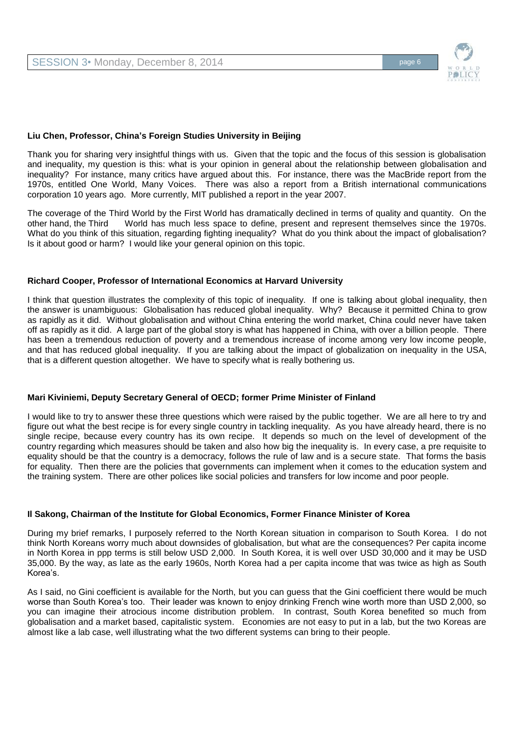**Liu Chen, Professor, China's Foreign Studies University in Beijing**

Thank you for sharing very insightful things with us. Given that the topic and the focus of this session is globalisation and inequality, my question is this: what is your opinion in general about the relationship between globalisation and inequality? For instance, many critics have argued about this. For instance, there was the MacBride report from the 1970s, entitled One World, Many Voices. There was also a report from a British international communications corporation 10 years ago. More currently, MIT published a report in the year 2007.

The coverage of the Third World by the First World has dramatically declined in terms of quality and quantity. On the other hand, the Third World has much less space to define, present and represent themselves since the 1970s. What do you think of this situation, regarding fighting inequality? What do you think about the impact of globalisation? Is it about good or harm? I would like your general opinion on this topic.

**Richard Cooper, Professor of International Economics at Harvard University**

I think that question illustrates the complexity of this topic of inequality. If one is talking about global inequality, then the answer is unambiguous: Globalisation has reduced global inequality. Why? Because it permitted China to grow as rapidly as it did. Without globalisation and without China entering the world market, China could never have taken off as rapidly as it did. A large part of the global story is what has happened in China, with over a billion people. There has been a tremendous reduction of poverty and a tremendous increase of income among very low income people, and that has reduced global inequality. If you are talking about the impact of globalization on inequality in the USA, that is a different question altogether. We have to specify what is really bothering us.

**Mari Kiviniemi, Deputy Secretary General of OECD; former Prime Minister of Finland**

I would like to try to answer these three questions which were raised by the public together. We are all here to try and figure out what the best recipe is for every single country in tackling inequality. As you have already heard, there is no single recipe, because every country has its own recipe. It depends so much on the level of development of the country regarding which measures should be taken and also how big the inequality is. In every case, a pre requisite to equality should be that the country is a democracy, follows the rule of law and is a secure state. That forms the basis for equality. Then there are the policies that governments can implement when it comes to the education system and the training system. There are other polices like social policies and transfers for low income and poor people.

**Il Sakong, Chairman of the Institute for Global Economics, Former Finance Minister of Korea**

During my brief remarks, I purposely referred to the North Korean situation in comparison to South Korea. I do not think North Koreans worry much about downsides of globalisation, but what are the consequences? Per capita income in North Korea in ppp terms is still below USD 2,000. In South Korea, it is well over USD 30,000 and it may be USD 35,000. By the way, as late as the early 1960s, North Korea had a per capita income that was twice as high as South Korea's.

As I said, no Gini coefficient is available for the North, but you can guess that the Gini coefficient there would be much worse than South Korea's too. Their leader was known to enjoy drinking French wine worth more than USD 2,000, so you can imagine their atrocious income distribution problem. In contrast, South Korea benefited so much from globalisation and a market based, capitalistic system. Economies are not easy to put in a lab, but the two Koreas are almost like a lab case, well illustrating what the two different systems can bring to their people.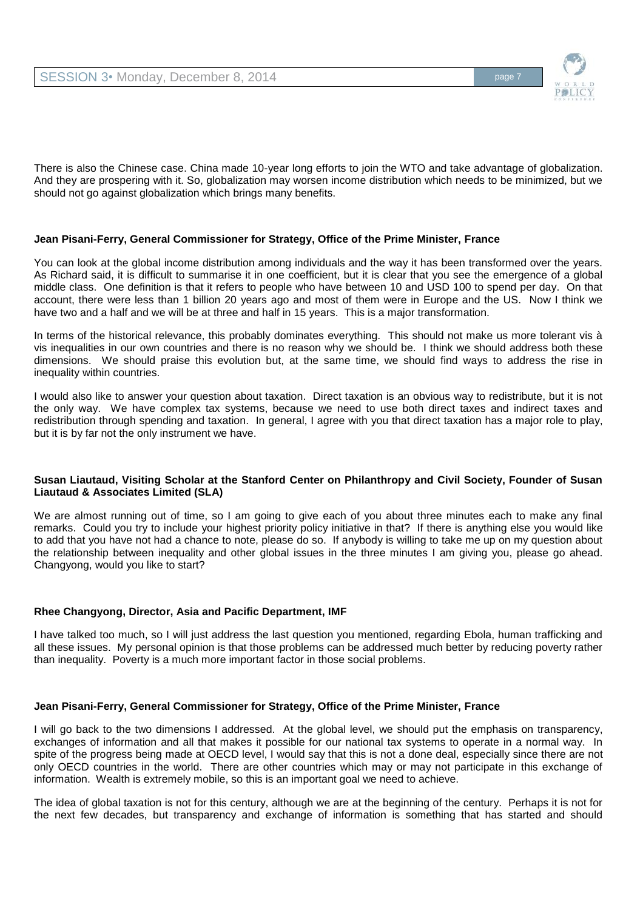There is also the Chinese case. China made 10-year long efforts to join the WTO and take advantage of globalization. And they are prospering with it. So, globalization may worsen income distribution which needs to be minimized, but we should not go against globalization which brings many benefits.

**Jean Pisani-Ferry, General Commissioner for Strategy, Office of the Prime Minister, France**

You can look at the global income distribution among individuals and the way it has been transformed over the years. As Richard said, it is difficult to summarise it in one coefficient, but it is clear that you see the emergence of a global middle class. One definition is that it refers to people who have between 10 and USD 100 to spend per day. On that account, there were less than 1 billion 20 years ago and most of them were in Europe and the US. Now I think we have two and a half and we will be at three and half in 15 years. This is a major transformation.

In terms of the historical relevance, this probably dominates everything. This should not make us more tolerant vis à vis inequalities in our own countries and there is no reason why we should be. I think we should address both these dimensions. We should praise this evolution but, at the same time, we should find ways to address the rise in inequality within countries.

I would also like to answer your question about taxation. Direct taxation is an obvious way to redistribute, but it is not the only way. We have complex tax systems, because we need to use both direct taxes and indirect taxes and redistribution through spending and taxation. In general, I agree with you that direct taxation has a major role to play, but it is by far not the only instrument we have.

**Susan Liautaud, Visiting Scholar at the Stanford Center on Philanthropy and Civil Society, Founder of Susan Liautaud & Associates Limited (SLA)**

We are almost running out of time, so I am going to give each of you about three minutes each to make any final remarks. Could you try to include your highest priority policy initiative in that? If there is anything else you would like to add that you have not had a chance to note, please do so. If anybody is willing to take me up on my question about the relationship between inequality and other global issues in the three minutes I am giving you, please go ahead. Changyong, would you like to start?

**Rhee Changyong, Director, Asia and Pacific Department, IMF**

I have talked too much, so I will just address the last question you mentioned, regarding Ebola, human trafficking and all these issues. My personal opinion is that those problems can be addressed much better by reducing poverty rather than inequality. Poverty is a much more important factor in those social problems.

**Jean Pisani-Ferry, General Commissioner for Strategy, Office of the Prime Minister, France**

I will go back to the two dimensions I addressed. At the global level, we should put the emphasis on transparency, exchanges of information and all that makes it possible for our national tax systems to operate in a normal way. In spite of the progress being made at OECD level, I would say that this is not a done deal, especially since there are not only OECD countries in the world. There are other countries which may or may not participate in this exchange of information. Wealth is extremely mobile, so this is an important goal we need to achieve.

The idea of global taxation is not for this century, although we are at the beginning of the century. Perhaps it is not for the next few decades, but transparency and exchange of information is something that has started and should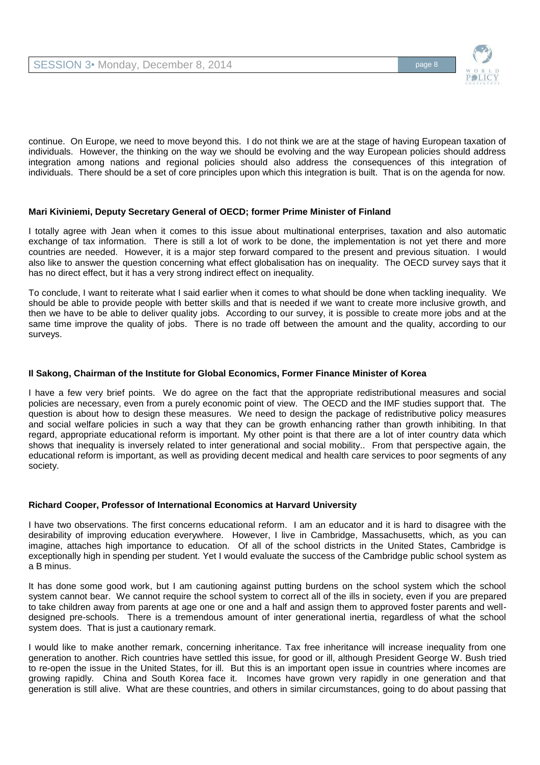continue. On Europe, we need to move beyond this. I do not think we are at the stage of having European taxation of individuals. However, the thinking on the way we should be evolving and the way European policies should address integration among nations and regional policies should also address the consequences of this integration of individuals. There should be a set of core principles upon which this integration is built. That is on the agenda for now.

**Mari Kiviniemi, Deputy Secretary General of OECD; former Prime Minister of Finland**

I totally agree with Jean when it comes to this issue about multinational enterprises, taxation and also automatic exchange of tax information. There is still a lot of work to be done, the implementation is not yet there and more countries are needed. However, it is a major step forward compared to the present and previous situation. I would also like to answer the question concerning what effect globalisation has on inequality. The OECD survey says that it has no direct effect, but it has a very strong indirect effect on inequality.

To conclude, I want to reiterate what I said earlier when it comes to what should be done when tackling inequality. We should be able to provide people with better skills and that is needed if we want to create more inclusive growth, and then we have to be able to deliver quality jobs. According to our survey, it is possible to create more jobs and at the same time improve the quality of jobs. There is no trade off between the amount and the quality, according to our surveys.

**Il Sakong, Chairman of the Institute for Global Economics, Former Finance Minister of Korea**

I have a few very brief points. We do agree on the fact that the appropriate redistributional measures and social policies are necessary, even from a purely economic point of view. The OECD and the IMF studies support that. The question is about how to design these measures. We need to design the package of redistributive policy measures and social welfare policies in such a way that they can be growth enhancing rather than growth inhibiting. In that regard, appropriate educational reform is important. My other point is that there are a lot of inter country data which shows that inequality is inversely related to inter generational and social mobility.. From that perspective again, the educational reform is important, as well as providing decent medical and health care services to poor segments of any society.

**Richard Cooper, Professor of International Economics at Harvard University**

I have two observations. The first concerns educational reform. I am an educator and it is hard to disagree with the desirability of improving education everywhere. However, I live in Cambridge, Massachusetts, which, as you can imagine, attaches high importance to education. Of all of the school districts in the United States, Cambridge is exceptionally high in spending per student. Yet I would evaluate the success of the Cambridge public school system as a B minus.

It has done some good work, but I am cautioning against putting burdens on the school system which the school system cannot bear. We cannot require the school system to correct all of the ills in society, even if you are prepared to take children away from parents at age one or one and a half and assign them to approved foster parents and well-designed pre-schools. There is a tremendous amount of inter generational inertia, regardless of what the school system does. That is just a cautionary remark.

I would like to make another remark, concerning inheritance. Tax free inheritance will increase inequality from one generation to another. Rich countries have settled this issue, for good or ill, although President George W. Bush tried to re-open the issue in the United States, for ill. But this is an important open issue in countries where incomes are growing rapidly. China and South Korea face it. Incomes have grown very rapidly in one generation and that generation is still alive. What are these countries, and others in similar circumstances, going to do about passing that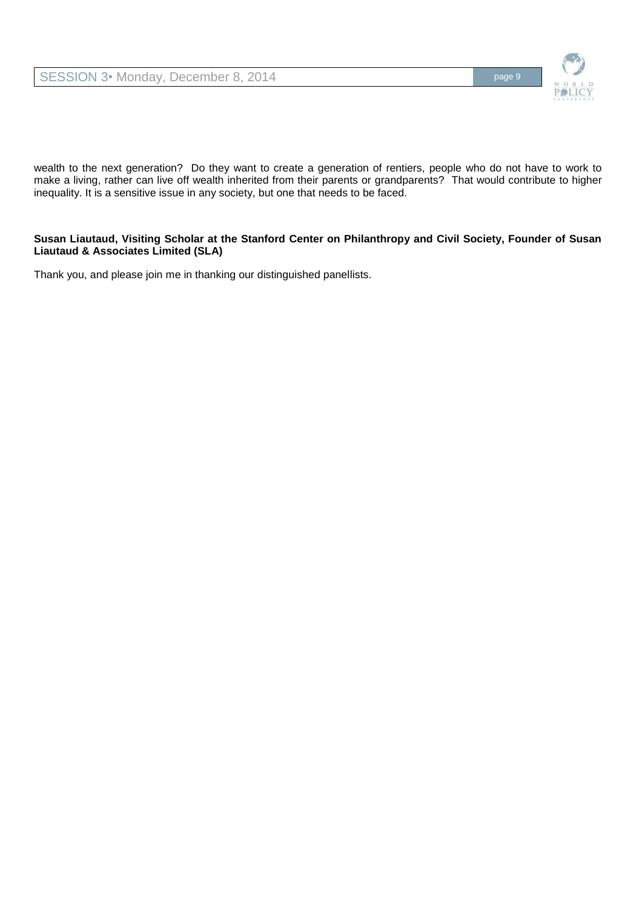wealth to the next generation? Do they want to create a generation of rentiers, people who do not have to work to make a living, rather can live off wealth inherited from their parents or grandparents? That would contribute to higher inequality. It is a sensitive issue in any society, but one that needs to be faced.

**Susan Liautaud, Visiting Scholar at the Stanford Center on Philanthropy and Civil Society, Founder of Susan Liautaud & Associates Limited (SLA)**

Thank you, and please join me in thanking our distinguished panellists.